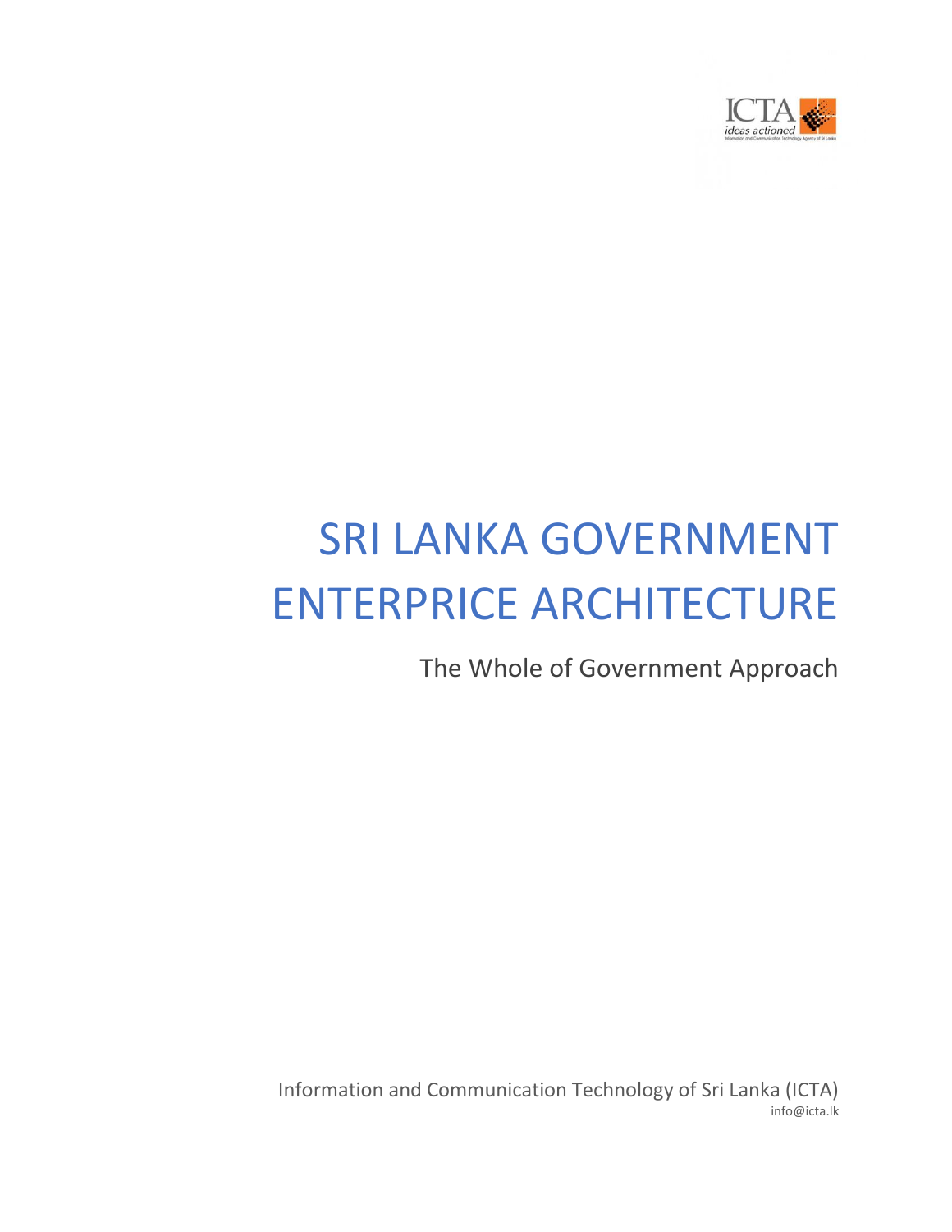ICTA
ideas actioned

# SRI LANKA GOVERNMENT ENTERPRICE ARCHITECTURE

The Whole of Government Approach

Information and Communication Technology of Sri Lanka (ICTA)
info@icta.lk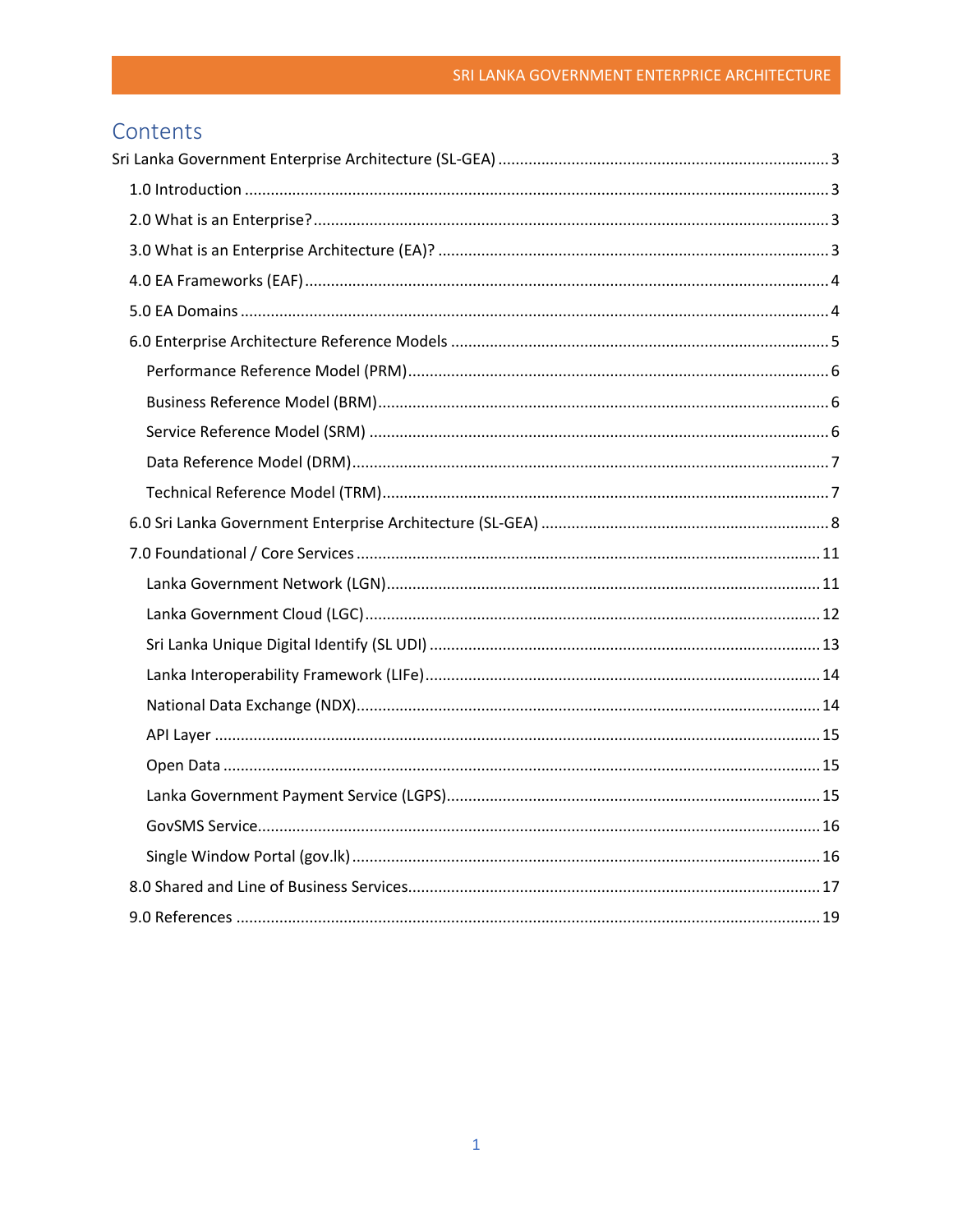# Contents

Sri Lanka Government Enterprise Architecture (SL-GEA) ............ 3

- 1.0 Introduction ............ 3
- 2.0 What is an Enterprise? ............ 3
- 3.0 What is an Enterprise Architecture (EA)? ............ 3
- 4.0 EA Frameworks (EAF) ............ 4
- 5.0 EA Domains ............ 4
- 6.0 Enterprise Architecture Reference Models ............ 5
  - Performance Reference Model (PRM) ............ 6
  - Business Reference Model (BRM) ............ 6
  - Service Reference Model (SRM) ............ 6
  - Data Reference Model (DRM) ............ 7
  - Technical Reference Model (TRM) ............ 7
- 6.0 Sri Lanka Government Enterprise Architecture (SL-GEA) ............ 8
- 7.0 Foundational / Core Services ............ 11
  - Lanka Government Network (LGN) ............ 11
  - Lanka Government Cloud (LGC) ............ 12
  - Sri Lanka Unique Digital Identify (SL UDI) ............ 13
  - Lanka Interoperability Framework (LIFe) ............ 14
  - National Data Exchange (NDX) ............ 14
  - API Layer ............ 15
  - Open Data ............ 15
  - Lanka Government Payment Service (LGPS) ............ 15
  - GovSMS Service ............ 16
  - Single Window Portal (gov.lk) ............ 16
- 8.0 Shared and Line of Business Services ............ 17
- 9.0 References ............ 19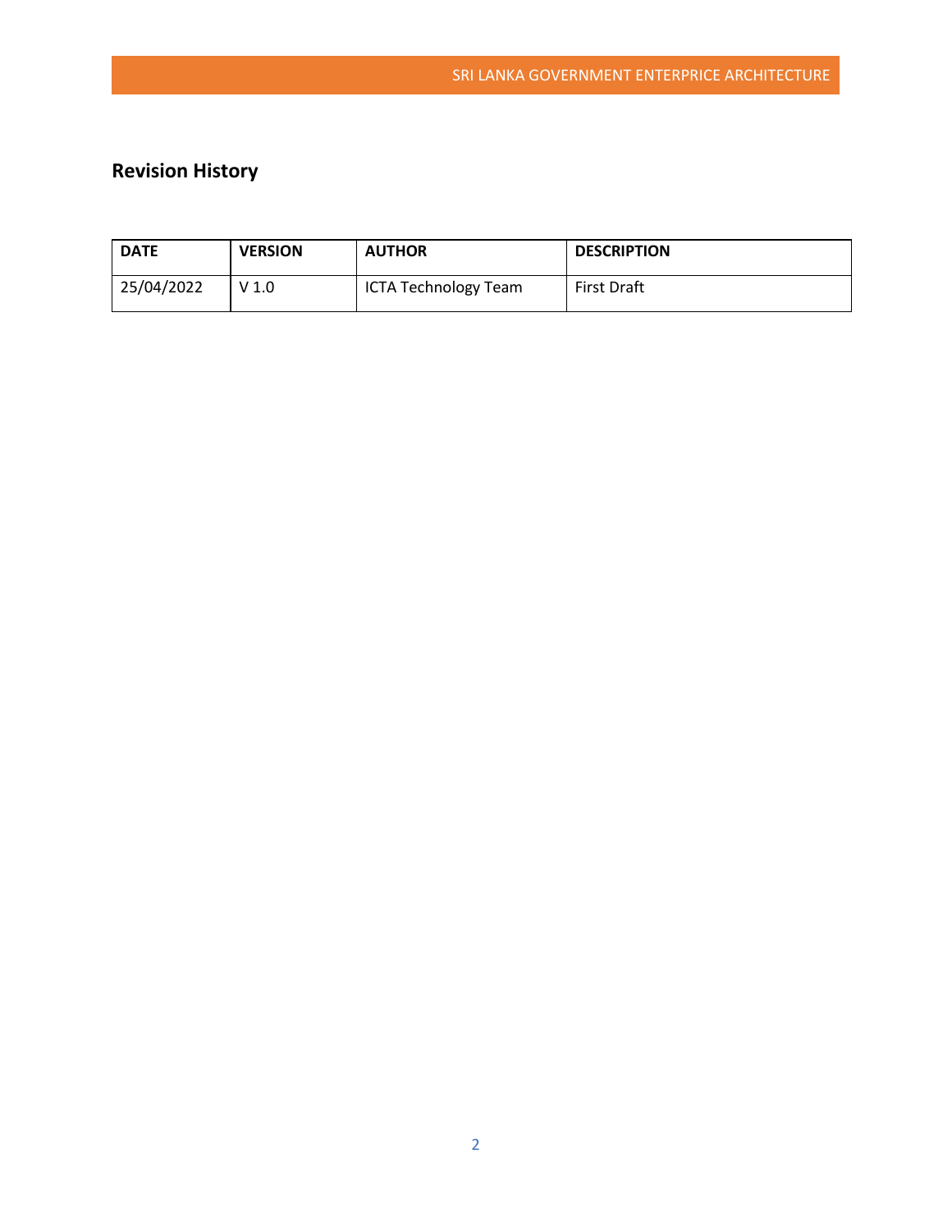## Revision History

| DATE | VERSION | AUTHOR | DESCRIPTION |
|---|---|---|---|
| 25/04/2022 | V 1.0 | ICTA Technology Team | First Draft |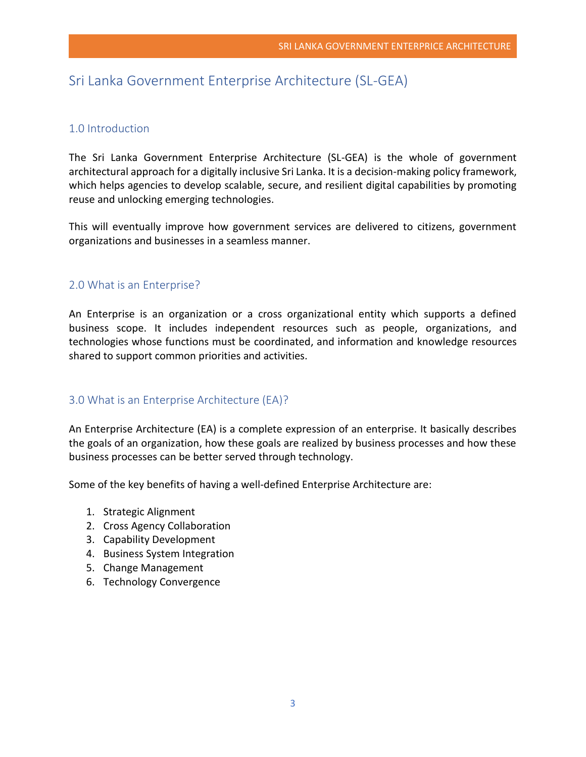# Sri Lanka Government Enterprise Architecture (SL-GEA)

## 1.0 Introduction

The Sri Lanka Government Enterprise Architecture (SL-GEA) is the whole of government architectural approach for a digitally inclusive Sri Lanka. It is a decision-making policy framework, which helps agencies to develop scalable, secure, and resilient digital capabilities by promoting reuse and unlocking emerging technologies.

This will eventually improve how government services are delivered to citizens, government organizations and businesses in a seamless manner.

## 2.0 What is an Enterprise?

An Enterprise is an organization or a cross organizational entity which supports a defined business scope. It includes independent resources such as people, organizations, and technologies whose functions must be coordinated, and information and knowledge resources shared to support common priorities and activities.

## 3.0 What is an Enterprise Architecture (EA)?

An Enterprise Architecture (EA) is a complete expression of an enterprise. It basically describes the goals of an organization, how these goals are realized by business processes and how these business processes can be better served through technology.

Some of the key benefits of having a well-defined Enterprise Architecture are:

1. Strategic Alignment
2. Cross Agency Collaboration
3. Capability Development
4. Business System Integration
5. Change Management
6. Technology Convergence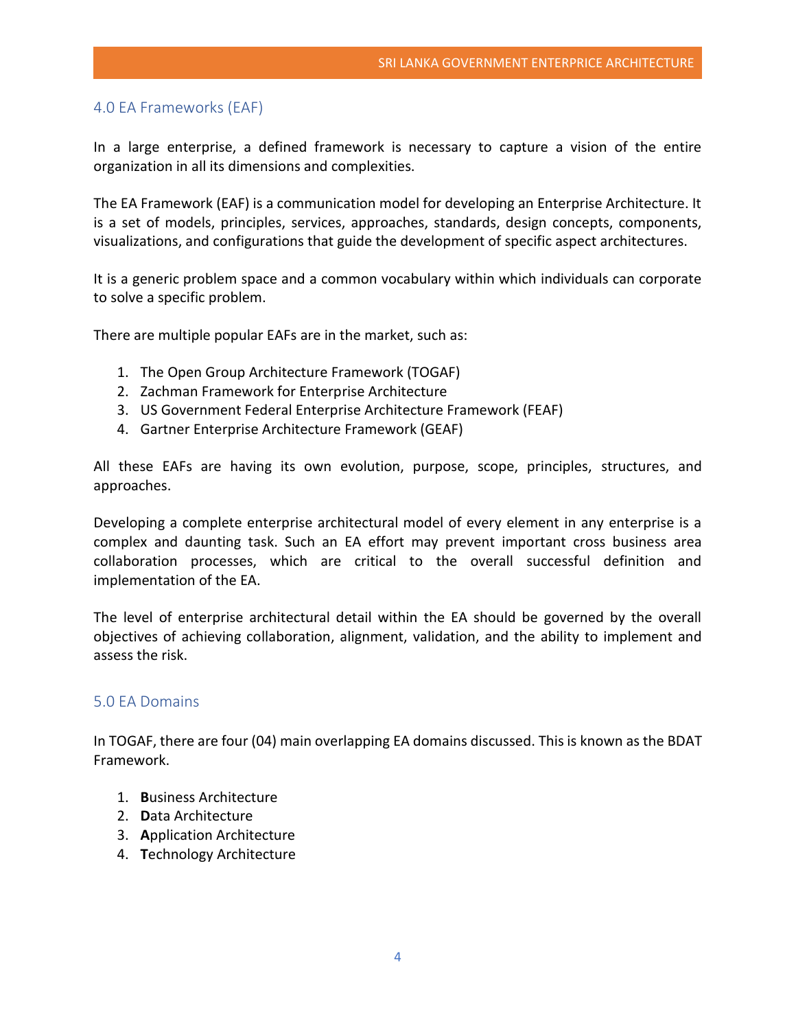## 4.0 EA Frameworks (EAF)

In a large enterprise, a defined framework is necessary to capture a vision of the entire organization in all its dimensions and complexities.

The EA Framework (EAF) is a communication model for developing an Enterprise Architecture. It is a set of models, principles, services, approaches, standards, design concepts, components, visualizations, and configurations that guide the development of specific aspect architectures.

It is a generic problem space and a common vocabulary within which individuals can corporate to solve a specific problem.

There are multiple popular EAFs are in the market, such as:

1. The Open Group Architecture Framework (TOGAF)
2. Zachman Framework for Enterprise Architecture
3. US Government Federal Enterprise Architecture Framework (FEAF)
4. Gartner Enterprise Architecture Framework (GEAF)

All these EAFs are having its own evolution, purpose, scope, principles, structures, and approaches.

Developing a complete enterprise architectural model of every element in any enterprise is a complex and daunting task. Such an EA effort may prevent important cross business area collaboration processes, which are critical to the overall successful definition and implementation of the EA.

The level of enterprise architectural detail within the EA should be governed by the overall objectives of achieving collaboration, alignment, validation, and the ability to implement and assess the risk.

## 5.0 EA Domains

In TOGAF, there are four (04) main overlapping EA domains discussed. This is known as the BDAT Framework.

1. **B**usiness Architecture
2. **D**ata Architecture
3. **A**pplication Architecture
4. **T**echnology Architecture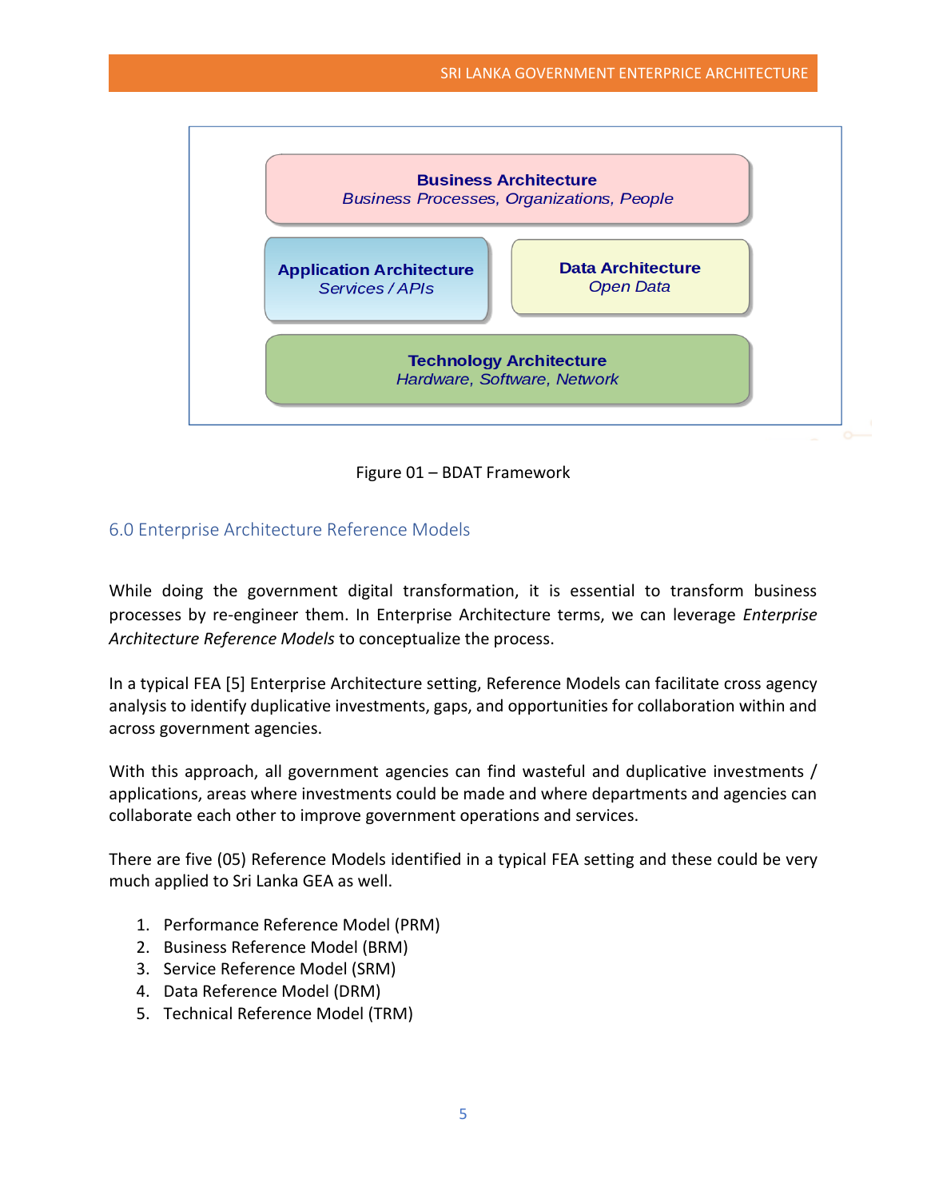**Business Architecture**
*Business Processes, Organizations, People*

**Application Architecture**
*Services / APIs*

**Data Architecture**
*Open Data*

**Technology Architecture**
*Hardware, Software, Network*

Figure 01 – BDAT Framework

## 6.0 Enterprise Architecture Reference Models

While doing the government digital transformation, it is essential to transform business processes by re-engineer them. In Enterprise Architecture terms, we can leverage *Enterprise Architecture Reference Models* to conceptualize the process.

In a typical FEA [5] Enterprise Architecture setting, Reference Models can facilitate cross agency analysis to identify duplicative investments, gaps, and opportunities for collaboration within and across government agencies.

With this approach, all government agencies can find wasteful and duplicative investments / applications, areas where investments could be made and where departments and agencies can collaborate each other to improve government operations and services.

There are five (05) Reference Models identified in a typical FEA setting and these could be very much applied to Sri Lanka GEA as well.

1. Performance Reference Model (PRM)
2. Business Reference Model (BRM)
3. Service Reference Model (SRM)
4. Data Reference Model (DRM)
5. Technical Reference Model (TRM)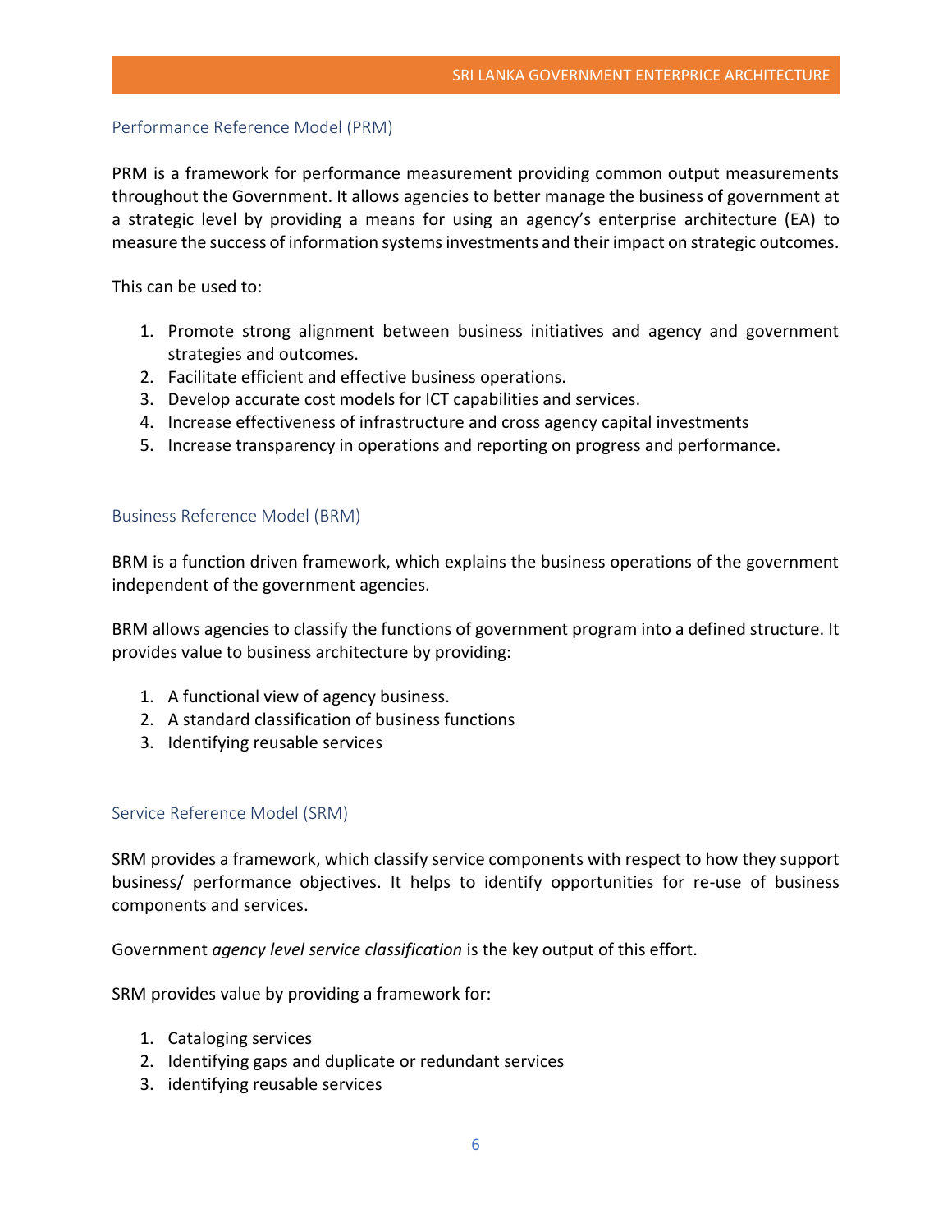## Performance Reference Model (PRM)

PRM is a framework for performance measurement providing common output measurements throughout the Government. It allows agencies to better manage the business of government at a strategic level by providing a means for using an agency's enterprise architecture (EA) to measure the success of information systems investments and their impact on strategic outcomes.

This can be used to:

1. Promote strong alignment between business initiatives and agency and government strategies and outcomes.
2. Facilitate efficient and effective business operations.
3. Develop accurate cost models for ICT capabilities and services.
4. Increase effectiveness of infrastructure and cross agency capital investments
5. Increase transparency in operations and reporting on progress and performance.

## Business Reference Model (BRM)

BRM is a function driven framework, which explains the business operations of the government independent of the government agencies.

BRM allows agencies to classify the functions of government program into a defined structure. It provides value to business architecture by providing:

1. A functional view of agency business.
2. A standard classification of business functions
3. Identifying reusable services

## Service Reference Model (SRM)

SRM provides a framework, which classify service components with respect to how they support business/ performance objectives. It helps to identify opportunities for re-use of business components and services.

Government *agency level service classification* is the key output of this effort.

SRM provides value by providing a framework for:

1. Cataloging services
2. Identifying gaps and duplicate or redundant services
3. identifying reusable services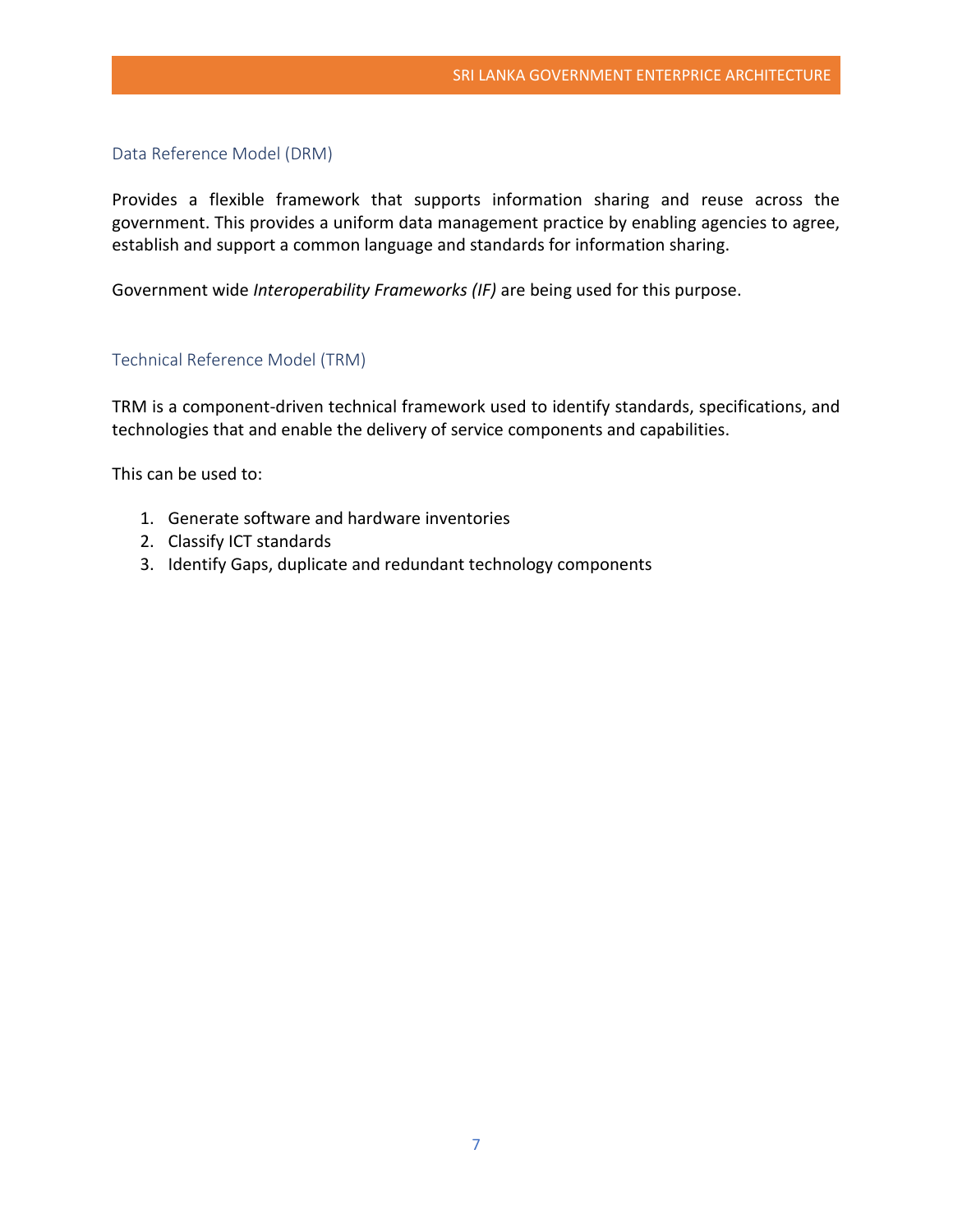## Data Reference Model (DRM)

Provides a flexible framework that supports information sharing and reuse across the government. This provides a uniform data management practice by enabling agencies to agree, establish and support a common language and standards for information sharing.

Government wide *Interoperability Frameworks (IF)* are being used for this purpose.

## Technical Reference Model (TRM)

TRM is a component-driven technical framework used to identify standards, specifications, and technologies that and enable the delivery of service components and capabilities.

This can be used to:

1. Generate software and hardware inventories
2. Classify ICT standards
3. Identify Gaps, duplicate and redundant technology components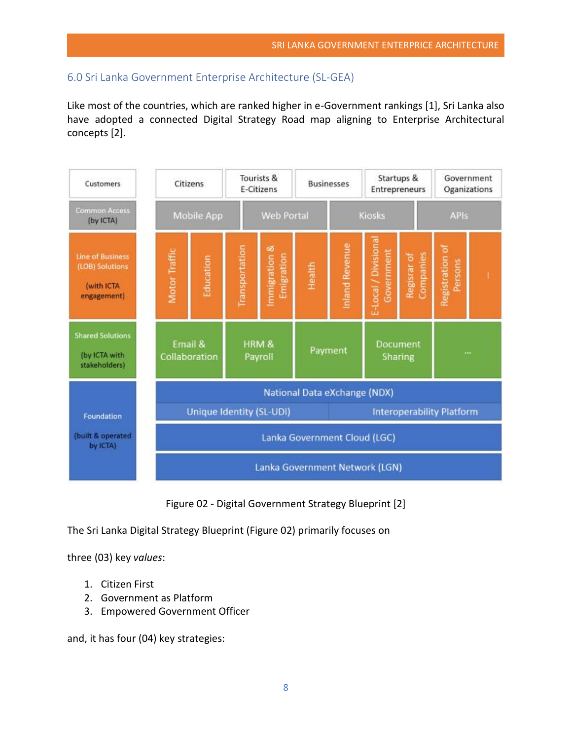## 6.0 Sri Lanka Government Enterprise Architecture (SL-GEA)

Like most of the countries, which are ranked higher in e-Government rankings [1], Sri Lanka also have adopted a connected Digital Strategy Road map aligning to Enterprise Architectural concepts [2].

| Layer | Components |
| --- | --- |
| Customers | Citizens; Tourists & E-Citizens; Businesses; Startups & Entrepreneurs; Government Oganizations |
| Common Access (by ICTA) | Mobile App; Web Portal; Kiosks; APIs |
| Line of Business (LOB) Solutions (with ICTA engagement) | Motor Traffic; Education; Transportation; Immigration & Emigration; Health; Inland Revenue; E-Local / Divisional Government; Regisrar of Companies; Registration of Persons; ... |
| Shared Solutions (by ICTA with stakeholders) | Email & Collaboration; HRM & Payroll; Payment; Document Sharing; ... |
| Foundation (built & operated by ICTA) | National Data eXchange (NDX): Unique Identity (SL-UDI), Interoperability Platform; Lanka Government Cloud (LGC); Lanka Government Network (LGN) |

Figure 02 - Digital Government Strategy Blueprint [2]

The Sri Lanka Digital Strategy Blueprint (Figure 02) primarily focuses on

three (03) key *values*:

1. Citizen First
2. Government as Platform
3. Empowered Government Officer

and, it has four (04) key strategies: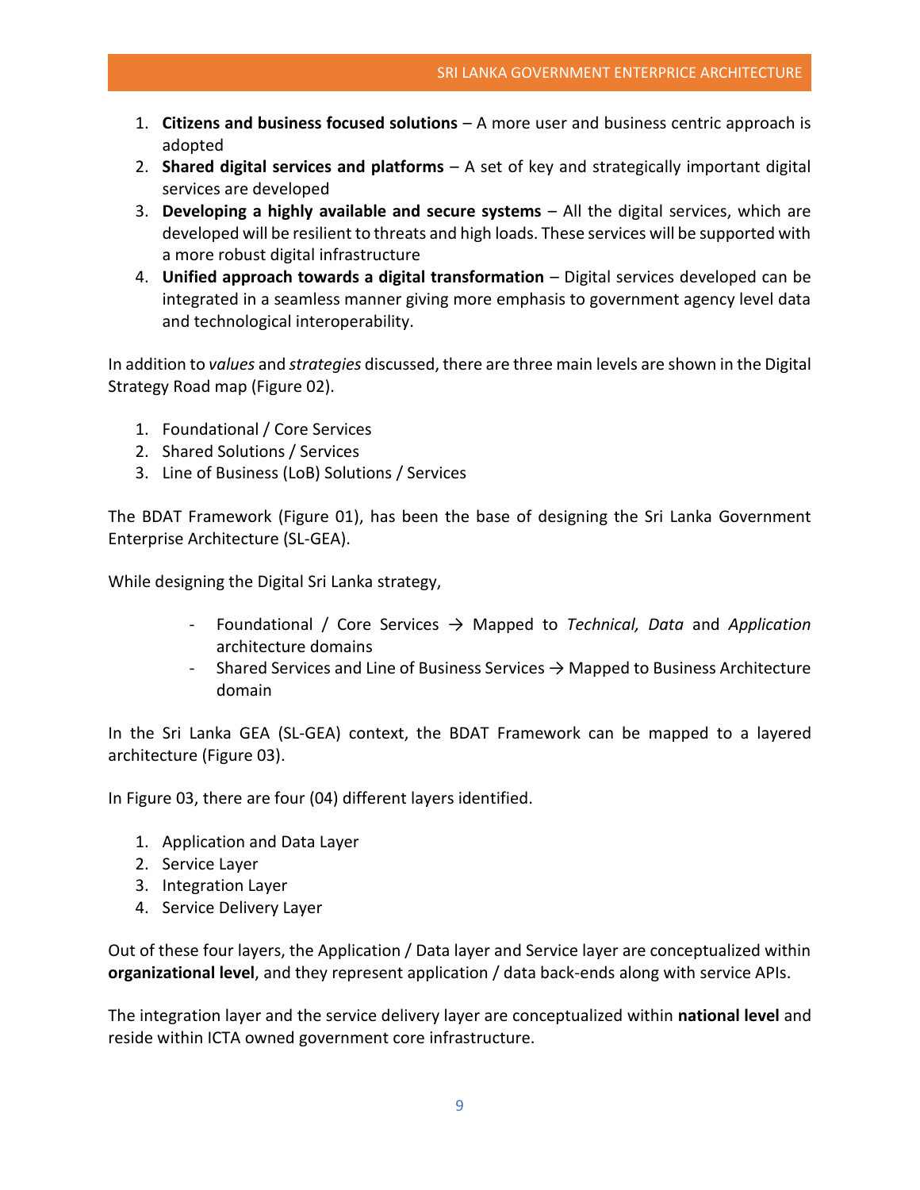1. **Citizens and business focused solutions** – A more user and business centric approach is adopted
2. **Shared digital services and platforms** – A set of key and strategically important digital services are developed
3. **Developing a highly available and secure systems** – All the digital services, which are developed will be resilient to threats and high loads. These services will be supported with a more robust digital infrastructure
4. **Unified approach towards a digital transformation** – Digital services developed can be integrated in a seamless manner giving more emphasis to government agency level data and technological interoperability.

In addition to *values* and *strategies* discussed, there are three main levels are shown in the Digital Strategy Road map (Figure 02).

1. Foundational / Core Services
2. Shared Solutions / Services
3. Line of Business (LoB) Solutions / Services

The BDAT Framework (Figure 01), has been the base of designing the Sri Lanka Government Enterprise Architecture (SL-GEA).

While designing the Digital Sri Lanka strategy,

- Foundational / Core Services → Mapped to *Technical, Data* and *Application* architecture domains
- Shared Services and Line of Business Services → Mapped to Business Architecture domain

In the Sri Lanka GEA (SL-GEA) context, the BDAT Framework can be mapped to a layered architecture (Figure 03).

In Figure 03, there are four (04) different layers identified.

1. Application and Data Layer
2. Service Layer
3. Integration Layer
4. Service Delivery Layer

Out of these four layers, the Application / Data layer and Service layer are conceptualized within **organizational level**, and they represent application / data back-ends along with service APIs.

The integration layer and the service delivery layer are conceptualized within **national level** and reside within ICTA owned government core infrastructure.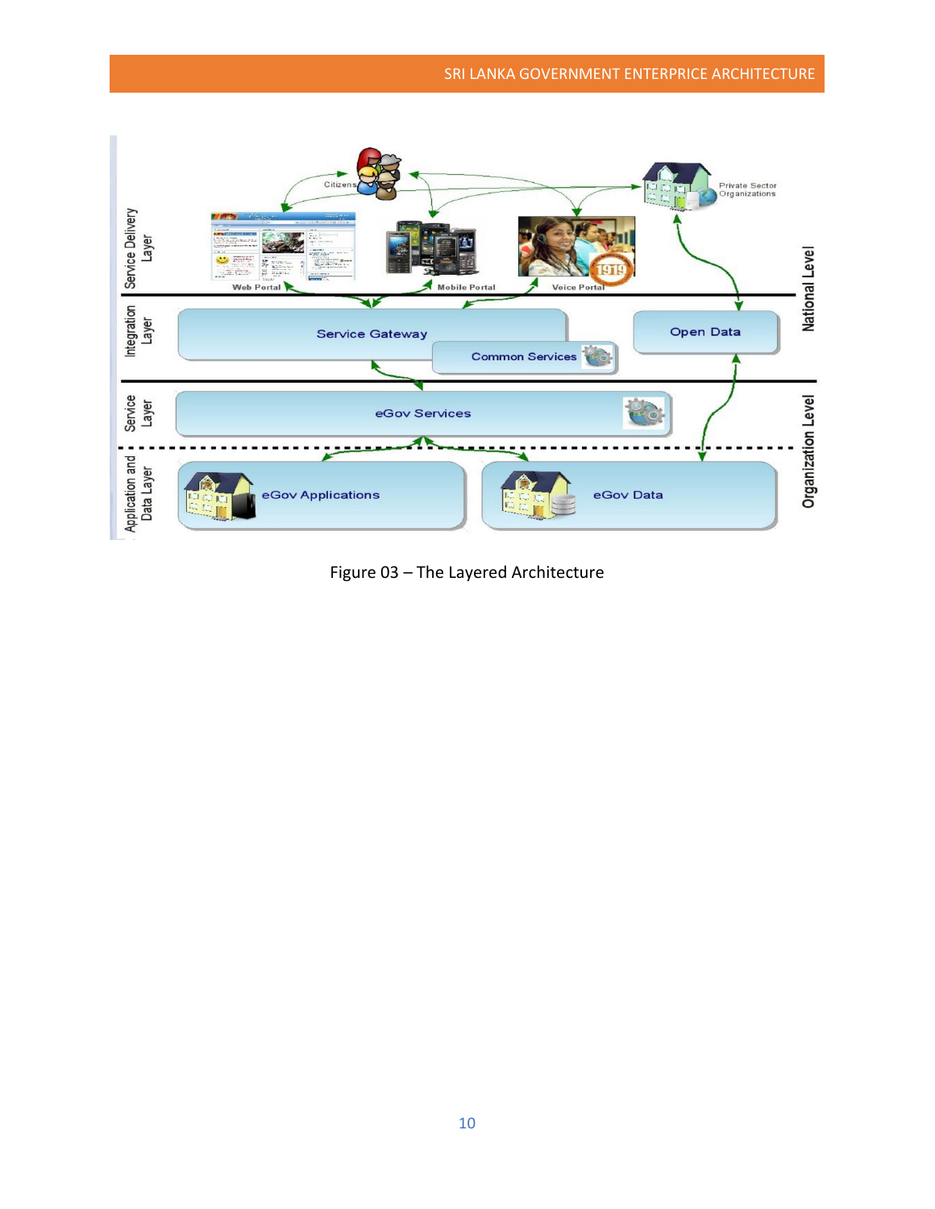Figure 03 – The Layered Architecture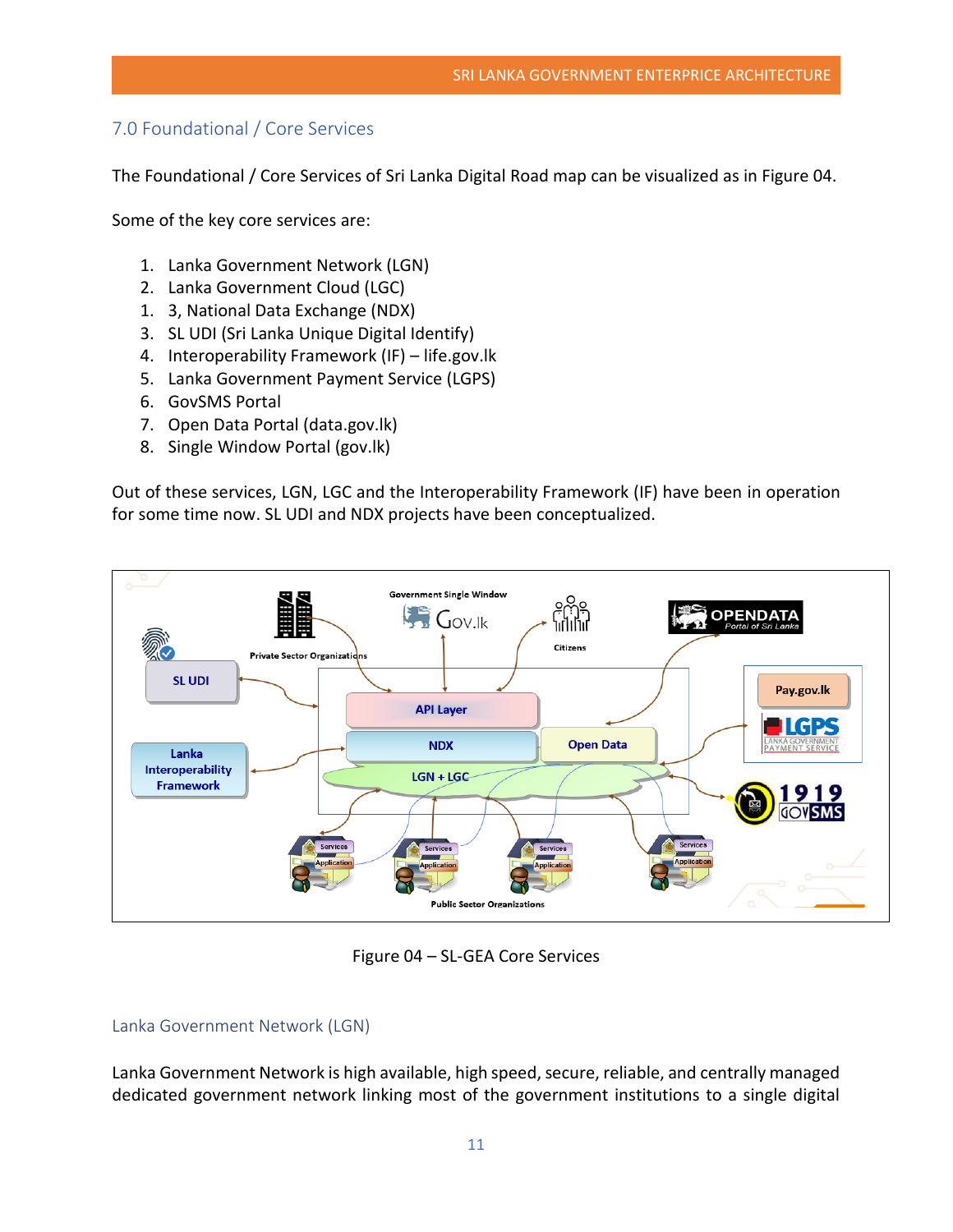## 7.0 Foundational / Core Services

The Foundational / Core Services of Sri Lanka Digital Road map can be visualized as in Figure 04.

Some of the key core services are:

1. Lanka Government Network (LGN)
2. Lanka Government Cloud (LGC)
1. 3, National Data Exchange (NDX)
3. SL UDI (Sri Lanka Unique Digital Identify)
4. Interoperability Framework (IF) – life.gov.lk
5. Lanka Government Payment Service (LGPS)
6. GovSMS Portal
7. Open Data Portal (data.gov.lk)
8. Single Window Portal (gov.lk)

Out of these services, LGN, LGC and the Interoperability Framework (IF) have been in operation for some time now. SL UDI and NDX projects have been conceptualized.

Figure 04 – SL-GEA Core Services

### Lanka Government Network (LGN)

Lanka Government Network is high available, high speed, secure, reliable, and centrally managed dedicated government network linking most of the government institutions to a single digital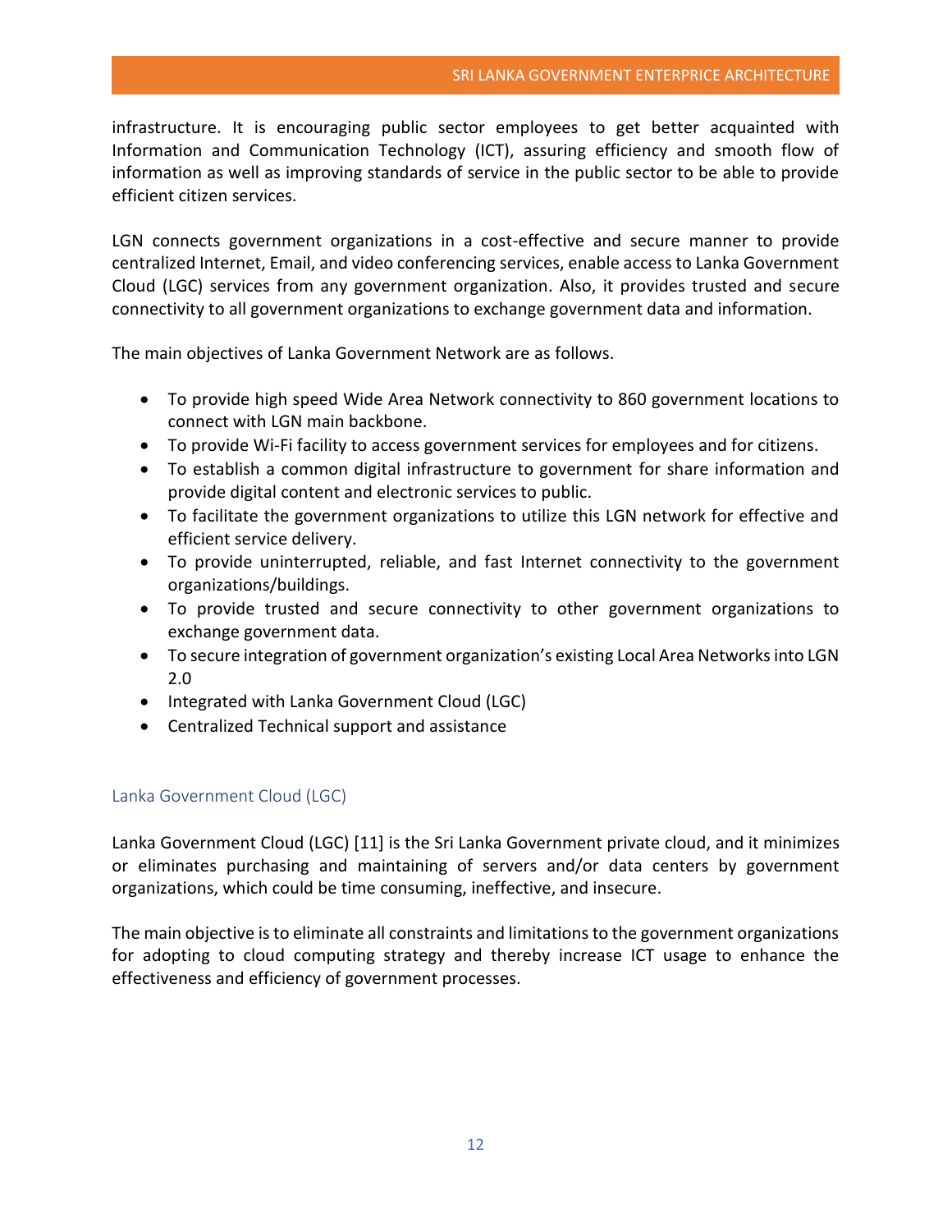infrastructure. It is encouraging public sector employees to get better acquainted with Information and Communication Technology (ICT), assuring efficiency and smooth flow of information as well as improving standards of service in the public sector to be able to provide efficient citizen services.

LGN connects government organizations in a cost-effective and secure manner to provide centralized Internet, Email, and video conferencing services, enable access to Lanka Government Cloud (LGC) services from any government organization. Also, it provides trusted and secure connectivity to all government organizations to exchange government data and information.

The main objectives of Lanka Government Network are as follows.

- To provide high speed Wide Area Network connectivity to 860 government locations to connect with LGN main backbone.
- To provide Wi-Fi facility to access government services for employees and for citizens.
- To establish a common digital infrastructure to government for share information and provide digital content and electronic services to public.
- To facilitate the government organizations to utilize this LGN network for effective and efficient service delivery.
- To provide uninterrupted, reliable, and fast Internet connectivity to the government organizations/buildings.
- To provide trusted and secure connectivity to other government organizations to exchange government data.
- To secure integration of government organization's existing Local Area Networks into LGN 2.0
- Integrated with Lanka Government Cloud (LGC)
- Centralized Technical support and assistance

### Lanka Government Cloud (LGC)

Lanka Government Cloud (LGC) [11] is the Sri Lanka Government private cloud, and it minimizes or eliminates purchasing and maintaining of servers and/or data centers by government organizations, which could be time consuming, ineffective, and insecure.

The main objective is to eliminate all constraints and limitations to the government organizations for adopting to cloud computing strategy and thereby increase ICT usage to enhance the effectiveness and efficiency of government processes.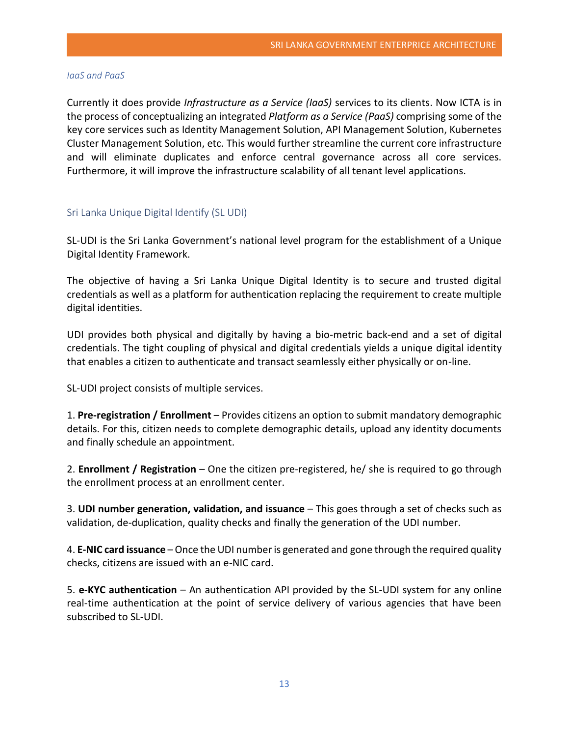### *IaaS and PaaS*

Currently it does provide *Infrastructure as a Service (IaaS)* services to its clients. Now ICTA is in the process of conceptualizing an integrated *Platform as a Service (PaaS)* comprising some of the key core services such as Identity Management Solution, API Management Solution, Kubernetes Cluster Management Solution, etc. This would further streamline the current core infrastructure and will eliminate duplicates and enforce central governance across all core services. Furthermore, it will improve the infrastructure scalability of all tenant level applications.

## Sri Lanka Unique Digital Identify (SL UDI)

SL-UDI is the Sri Lanka Government's national level program for the establishment of a Unique Digital Identity Framework.

The objective of having a Sri Lanka Unique Digital Identity is to secure and trusted digital credentials as well as a platform for authentication replacing the requirement to create multiple digital identities.

UDI provides both physical and digitally by having a bio-metric back-end and a set of digital credentials. The tight coupling of physical and digital credentials yields a unique digital identity that enables a citizen to authenticate and transact seamlessly either physically or on-line.

SL-UDI project consists of multiple services.

1. **Pre-registration / Enrollment** – Provides citizens an option to submit mandatory demographic details. For this, citizen needs to complete demographic details, upload any identity documents and finally schedule an appointment.

2. **Enrollment / Registration** – One the citizen pre-registered, he/ she is required to go through the enrollment process at an enrollment center.

3. **UDI number generation, validation, and issuance** – This goes through a set of checks such as validation, de-duplication, quality checks and finally the generation of the UDI number.

4. **E-NIC card issuance** – Once the UDI number is generated and gone through the required quality checks, citizens are issued with an e-NIC card.

5. **e-KYC authentication** – An authentication API provided by the SL-UDI system for any online real-time authentication at the point of service delivery of various agencies that have been subscribed to SL-UDI.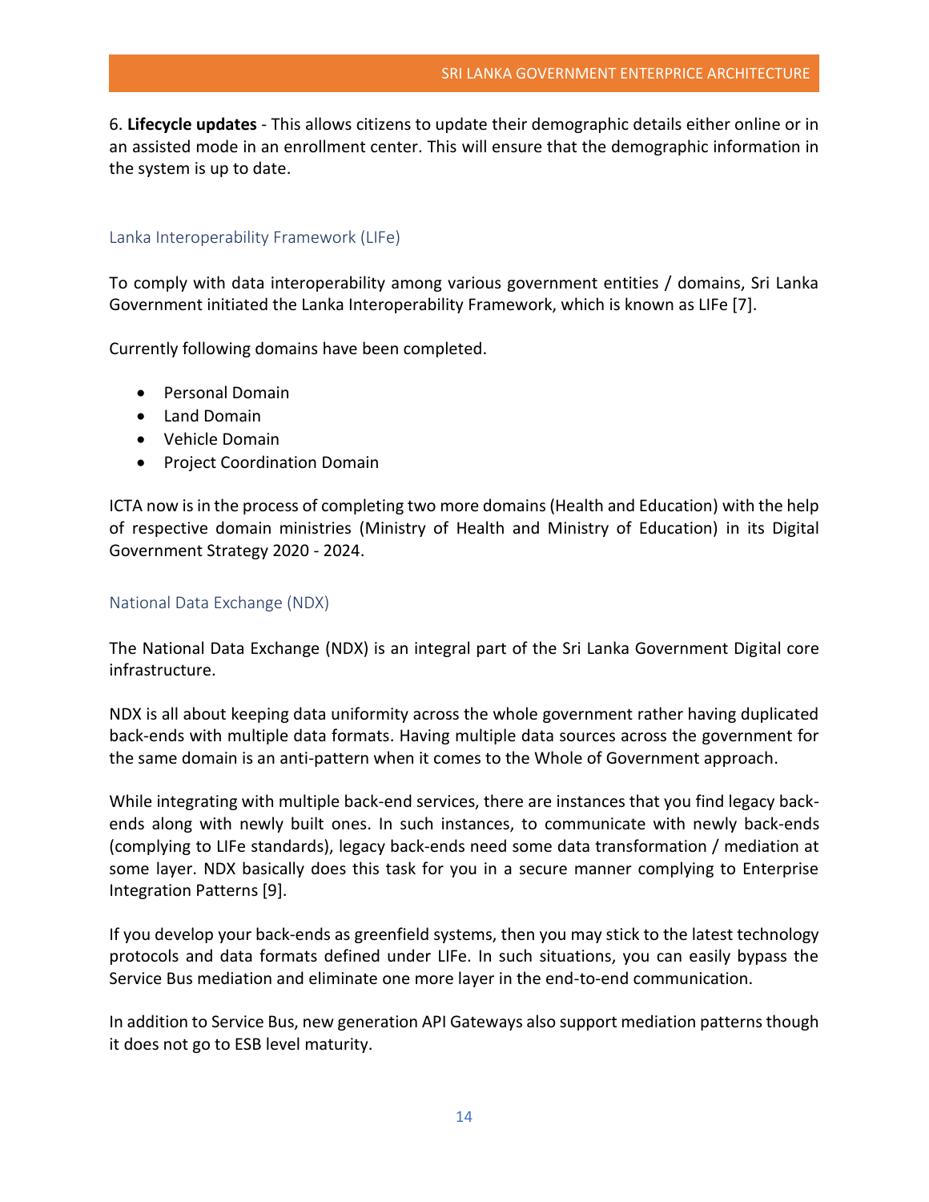6. **Lifecycle updates** - This allows citizens to update their demographic details either online or in an assisted mode in an enrollment center. This will ensure that the demographic information in the system is up to date.

### Lanka Interoperability Framework (LIFe)

To comply with data interoperability among various government entities / domains, Sri Lanka Government initiated the Lanka Interoperability Framework, which is known as LIFe [7].

Currently following domains have been completed.

- Personal Domain
- Land Domain
- Vehicle Domain
- Project Coordination Domain

ICTA now is in the process of completing two more domains (Health and Education) with the help of respective domain ministries (Ministry of Health and Ministry of Education) in its Digital Government Strategy 2020 - 2024.

### National Data Exchange (NDX)

The National Data Exchange (NDX) is an integral part of the Sri Lanka Government Digital core infrastructure.

NDX is all about keeping data uniformity across the whole government rather having duplicated back-ends with multiple data formats. Having multiple data sources across the government for the same domain is an anti-pattern when it comes to the Whole of Government approach.

While integrating with multiple back-end services, there are instances that you find legacy back-ends along with newly built ones. In such instances, to communicate with newly back-ends (complying to LIFe standards), legacy back-ends need some data transformation / mediation at some layer. NDX basically does this task for you in a secure manner complying to Enterprise Integration Patterns [9].

If you develop your back-ends as greenfield systems, then you may stick to the latest technology protocols and data formats defined under LIFe. In such situations, you can easily bypass the Service Bus mediation and eliminate one more layer in the end-to-end communication.

In addition to Service Bus, new generation API Gateways also support mediation patterns though it does not go to ESB level maturity.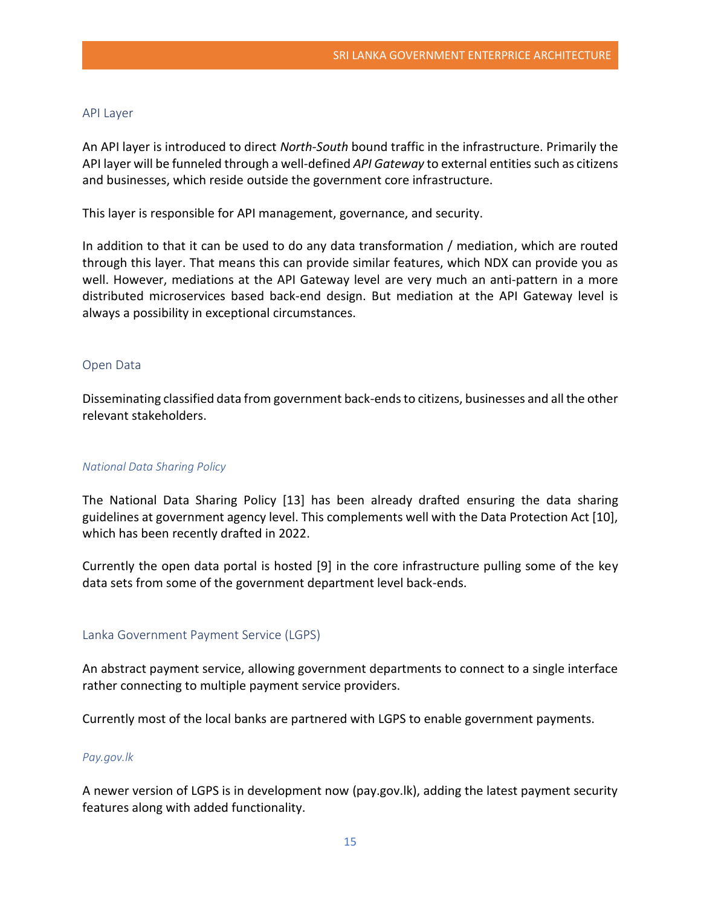## API Layer

An API layer is introduced to direct *North-South* bound traffic in the infrastructure. Primarily the API layer will be funneled through a well-defined *API Gateway* to external entities such as citizens and businesses, which reside outside the government core infrastructure.

This layer is responsible for API management, governance, and security.

In addition to that it can be used to do any data transformation / mediation, which are routed through this layer. That means this can provide similar features, which NDX can provide you as well. However, mediations at the API Gateway level are very much an anti-pattern in a more distributed microservices based back-end design. But mediation at the API Gateway level is always a possibility in exceptional circumstances.

## Open Data

Disseminating classified data from government back-ends to citizens, businesses and all the other relevant stakeholders.

### *National Data Sharing Policy*

The National Data Sharing Policy [13] has been already drafted ensuring the data sharing guidelines at government agency level. This complements well with the Data Protection Act [10], which has been recently drafted in 2022.

Currently the open data portal is hosted [9] in the core infrastructure pulling some of the key data sets from some of the government department level back-ends.

## Lanka Government Payment Service (LGPS)

An abstract payment service, allowing government departments to connect to a single interface rather connecting to multiple payment service providers.

Currently most of the local banks are partnered with LGPS to enable government payments.

### *Pay.gov.lk*

A newer version of LGPS is in development now (pay.gov.lk), adding the latest payment security features along with added functionality.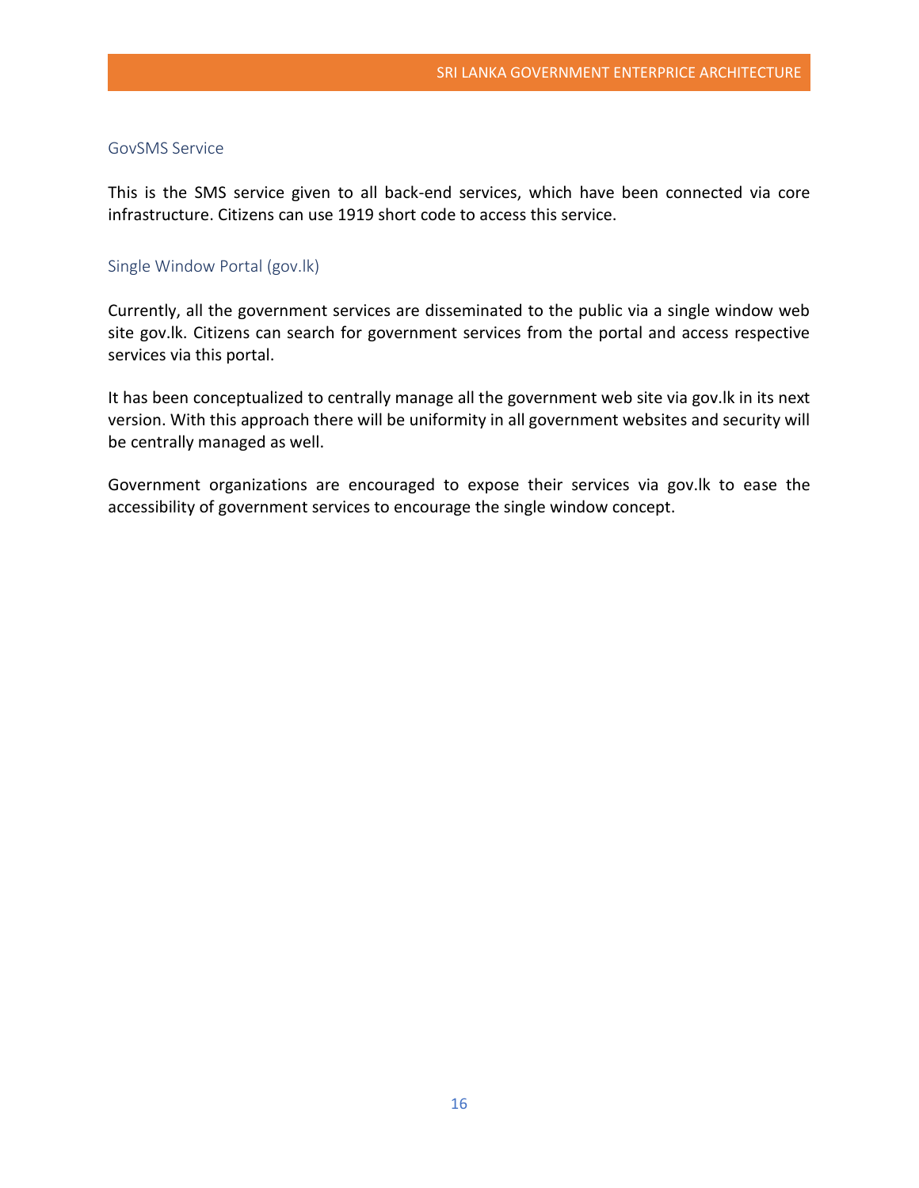### GovSMS Service

This is the SMS service given to all back-end services, which have been connected via core infrastructure. Citizens can use 1919 short code to access this service.

### Single Window Portal (gov.lk)

Currently, all the government services are disseminated to the public via a single window web site gov.lk. Citizens can search for government services from the portal and access respective services via this portal.

It has been conceptualized to centrally manage all the government web site via gov.lk in its next version. With this approach there will be uniformity in all government websites and security will be centrally managed as well.

Government organizations are encouraged to expose their services via gov.lk to ease the accessibility of government services to encourage the single window concept.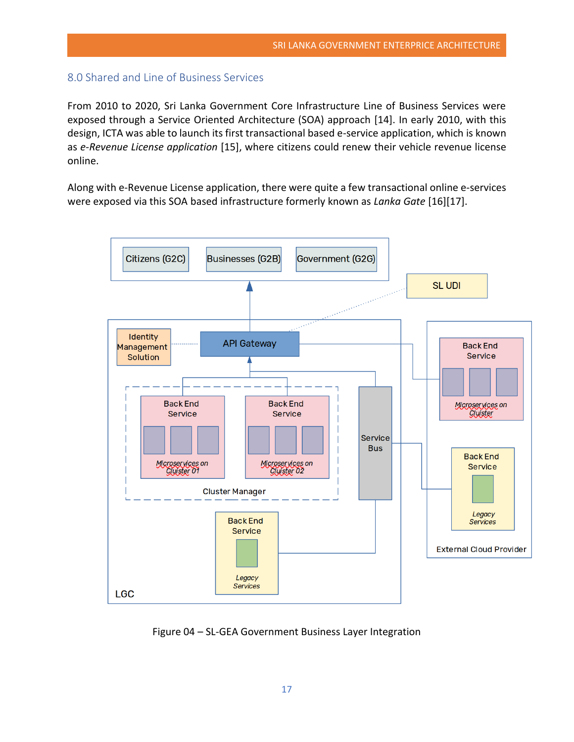## 8.0 Shared and Line of Business Services

From 2010 to 2020, Sri Lanka Government Core Infrastructure Line of Business Services were exposed through a Service Oriented Architecture (SOA) approach [14]. In early 2010, with this design, ICTA was able to launch its first transactional based e-service application, which is known as *e-Revenue License application* [15], where citizens could renew their vehicle revenue license online.

Along with e-Revenue License application, there were quite a few transactional online e-services were exposed via this SOA based infrastructure formerly known as *Lanka Gate* [16][17].

Figure 04 – SL-GEA Government Business Layer Integration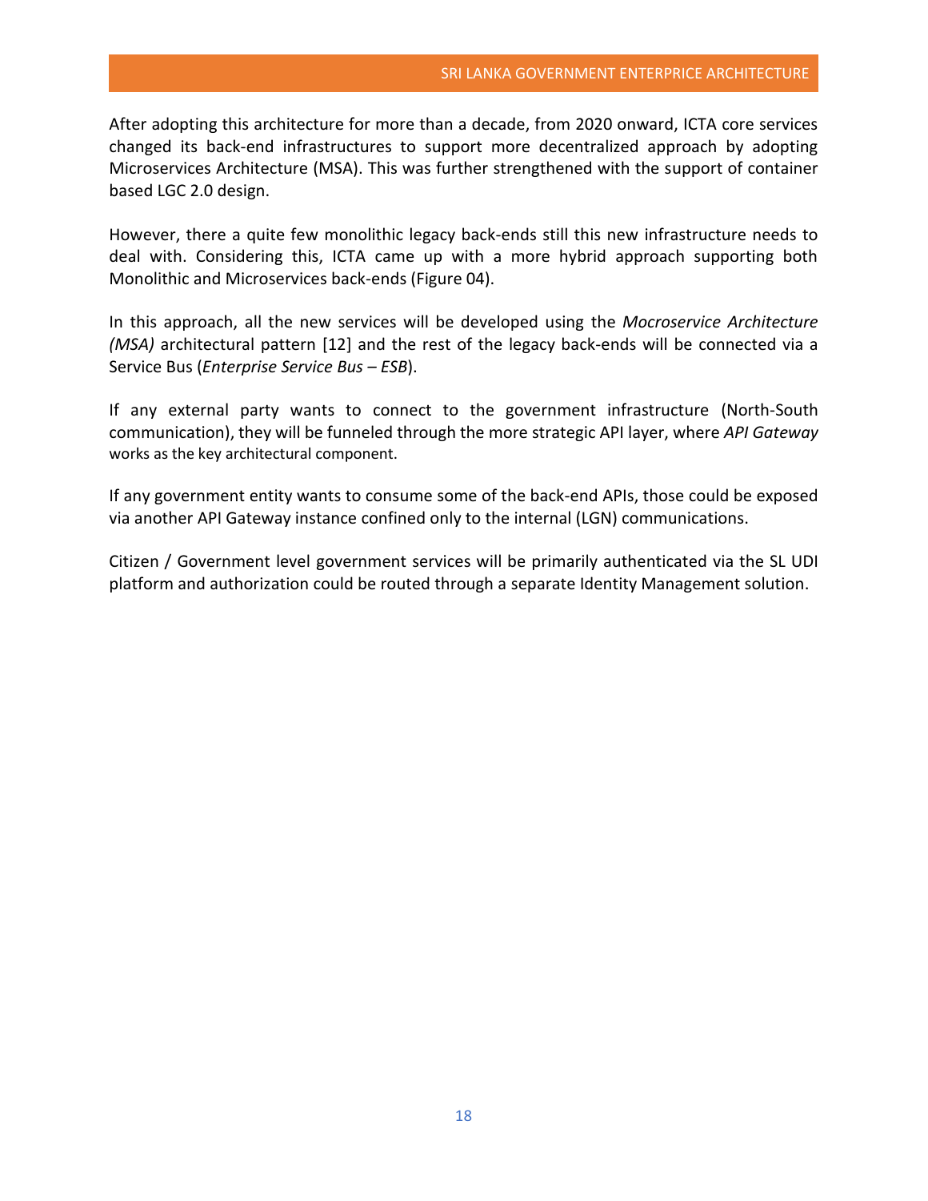After adopting this architecture for more than a decade, from 2020 onward, ICTA core services changed its back-end infrastructures to support more decentralized approach by adopting Microservices Architecture (MSA). This was further strengthened with the support of container based LGC 2.0 design.

However, there a quite few monolithic legacy back-ends still this new infrastructure needs to deal with. Considering this, ICTA came up with a more hybrid approach supporting both Monolithic and Microservices back-ends (Figure 04).

In this approach, all the new services will be developed using the *Mocroservice Architecture (MSA)* architectural pattern [12] and the rest of the legacy back-ends will be connected via a Service Bus (*Enterprise Service Bus – ESB*).

If any external party wants to connect to the government infrastructure (North-South communication), they will be funneled through the more strategic API layer, where *API Gateway* works as the key architectural component.

If any government entity wants to consume some of the back-end APIs, those could be exposed via another API Gateway instance confined only to the internal (LGN) communications.

Citizen / Government level government services will be primarily authenticated via the SL UDI platform and authorization could be routed through a separate Identity Management solution.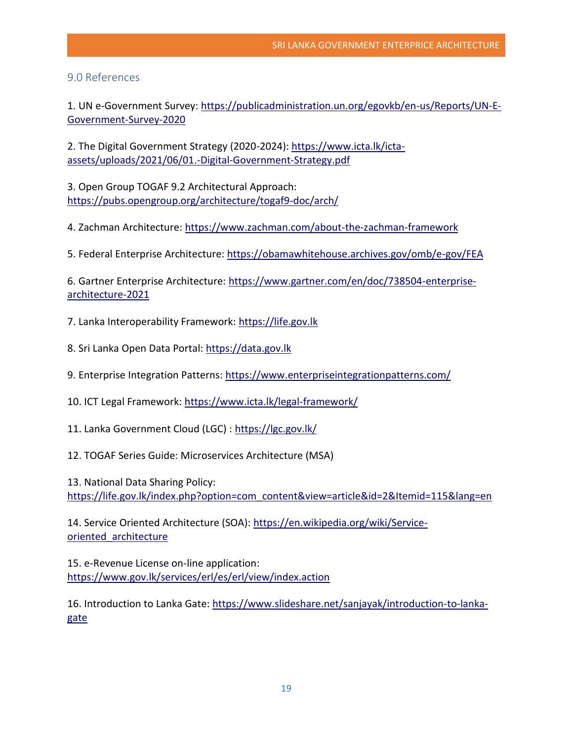## 9.0 References

1. UN e-Government Survey: https://publicadministration.un.org/egovkb/en-us/Reports/UN-E-Government-Survey-2020

2. The Digital Government Strategy (2020-2024): https://www.icta.lk/icta-assets/uploads/2021/06/01.-Digital-Government-Strategy.pdf

3. Open Group TOGAF 9.2 Architectural Approach: https://pubs.opengroup.org/architecture/togaf9-doc/arch/

4. Zachman Architecture: https://www.zachman.com/about-the-zachman-framework

5. Federal Enterprise Architecture: https://obamawhitehouse.archives.gov/omb/e-gov/FEA

6. Gartner Enterprise Architecture: https://www.gartner.com/en/doc/738504-enterprise-architecture-2021

7. Lanka Interoperability Framework: https://life.gov.lk

8. Sri Lanka Open Data Portal: https://data.gov.lk

9. Enterprise Integration Patterns: https://www.enterpriseintegrationpatterns.com/

10. ICT Legal Framework: https://www.icta.lk/legal-framework/

11. Lanka Government Cloud (LGC) : https://lgc.gov.lk/

12. TOGAF Series Guide: Microservices Architecture (MSA)

13. National Data Sharing Policy: https://life.gov.lk/index.php?option=com_content&view=article&id=2&Itemid=115&lang=en

14. Service Oriented Architecture (SOA): https://en.wikipedia.org/wiki/Service-oriented_architecture

15. e-Revenue License on-line application: https://www.gov.lk/services/erl/es/erl/view/index.action

16. Introduction to Lanka Gate: https://www.slideshare.net/sanjayak/introduction-to-lanka-gate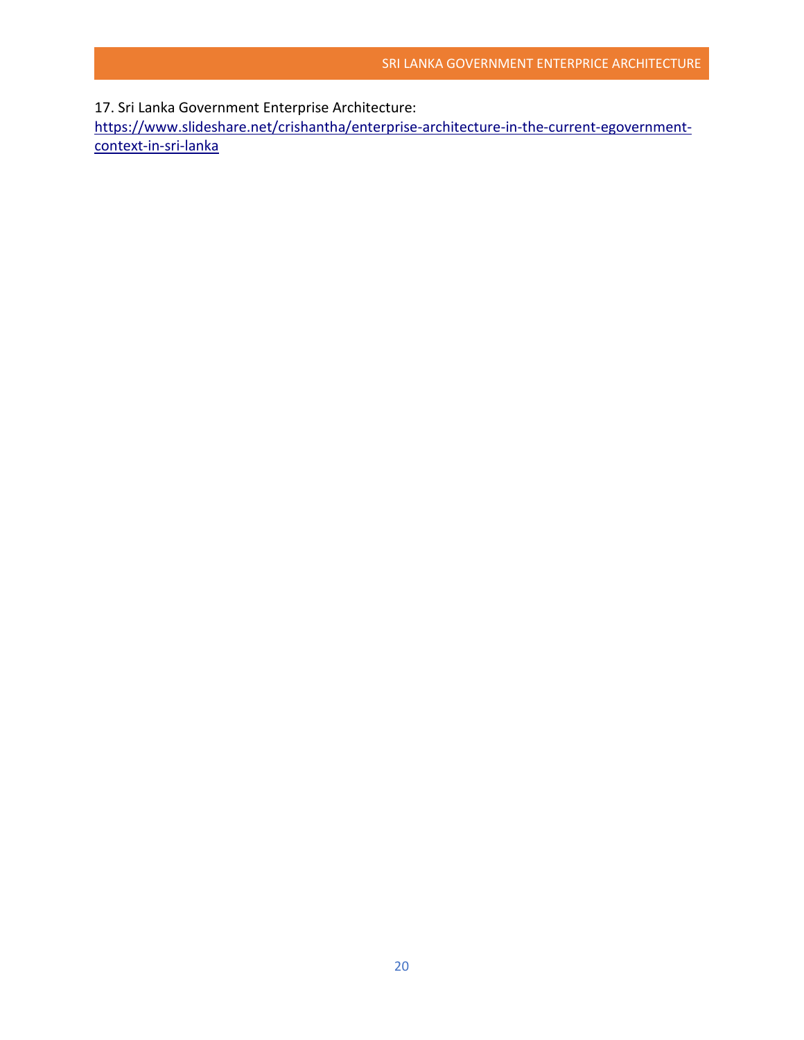17. Sri Lanka Government Enterprise Architecture:
https://www.slideshare.net/crishantha/enterprise-architecture-in-the-current-egovernment-context-in-sri-lanka